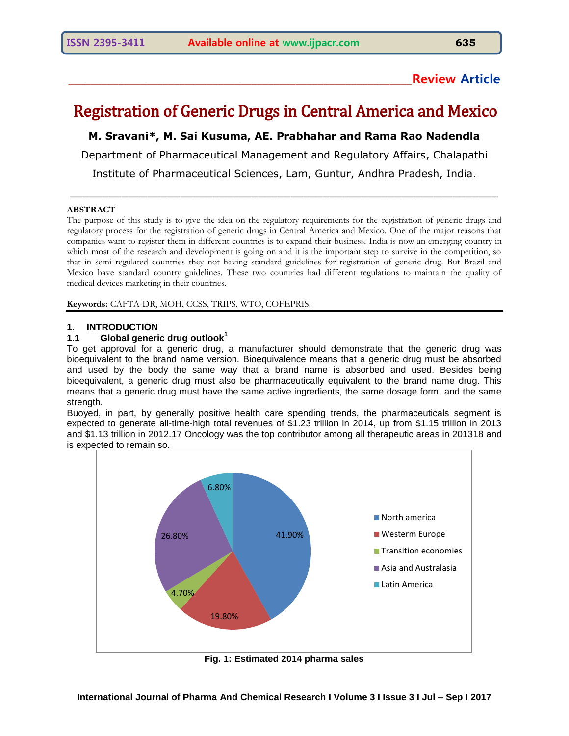**Review Article**

# Registration of Generic Drugs in Central America and Mexico

**M. Sravani*, M. Sai Kusuma, AE. Prabhahar and Rama Rao Nadendla**

Department of Pharmaceutical Management and Regulatory Affairs, Chalapathi Institute of Pharmaceutical Sciences, Lam, Guntur, Andhra Pradesh, India.

**ABSTRACT**

The purpose of this study is to give the idea on the regulatory requirements for the registration of generic drugs and regulatory process for the registration of generic drugs in Central America and Mexico. One of the major reasons that companies want to register them in different countries is to expand their business. India is now an emerging country in which most of the research and development is going on and it is the important step to survive in the competition, so that in semi regulated countries they not having standard guidelines for registration of generic drug. But Brazil and Mexico have standard country guidelines. These two countries had different regulations to maintain the quality of medical devices marketing in their countries.

**Keywords:** CAFTA-DR, MOH, CCSS, TRIPS, WTO, COFEPRIS.

## 1. INTRODUCTION

### 1.1 Global generic drug outlook[1]

To get approval for a generic drug, a manufacturer should demonstrate that the generic drug was bioequivalent to the brand name version. Bioequivalence means that a generic drug must be absorbed and used by the body the same way that a brand name is absorbed and used. Besides being bioequivalent, a generic drug must also be pharmaceutically equivalent to the brand name drug. This means that a generic drug must have the same active ingredients, the same dosage form, and the same strength.

Buoyed, in part, by generally positive health care spending trends, the pharmaceuticals segment is expected to generate all-time-high total revenues of $1.23 trillion in 2014, up from $1.15 trillion in 2013 and $1.13 trillion in 2012.17 Oncology was the top contributor among all therapeutic areas in 201318 and is expected to remain so.

| Region | Share |
|---|---|
| North america | 41.90% |
| Westerm Europe | 19.80% |
| Transition economies | 4.70% |
| Asia and Australasia | 26.80% |
| Latin America | 6.80% |

**Fig. 1: Estimated 2014 pharma sales**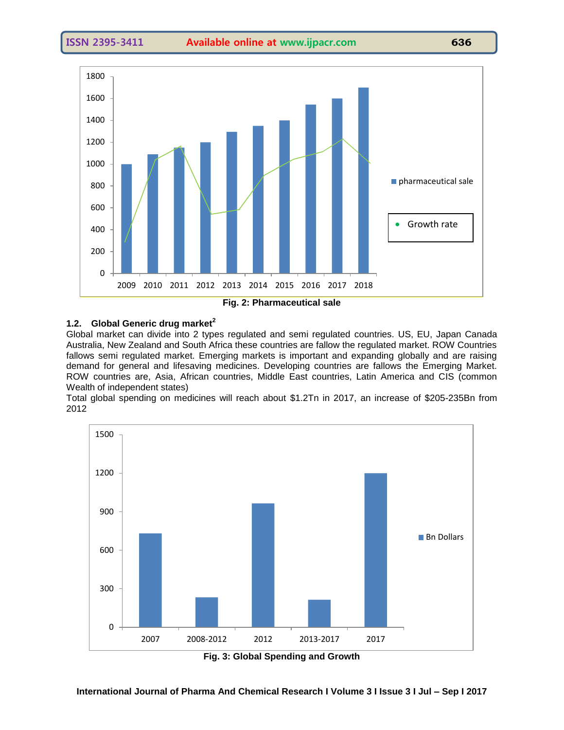Fig. 2: Pharmaceutical sale

### 1.2. Global Generic drug market[2]

Global market can divide into 2 types regulated and semi regulated countries. US, EU, Japan Canada Australia, New Zealand and South Africa these countries are fallow the regulated market. ROW Countries fallows semi regulated market. Emerging markets is important and expanding globally and are raising demand for general and lifesaving medicines. Developing countries are fallows the Emerging Market. ROW countries are, Asia, African countries, Middle East countries, Latin America and CIS (common Wealth of independent states)

Total global spending on medicines will reach about $1.2Tn in 2017, an increase of $205-235Bn from 2012

Fig. 3: Global Spending and Growth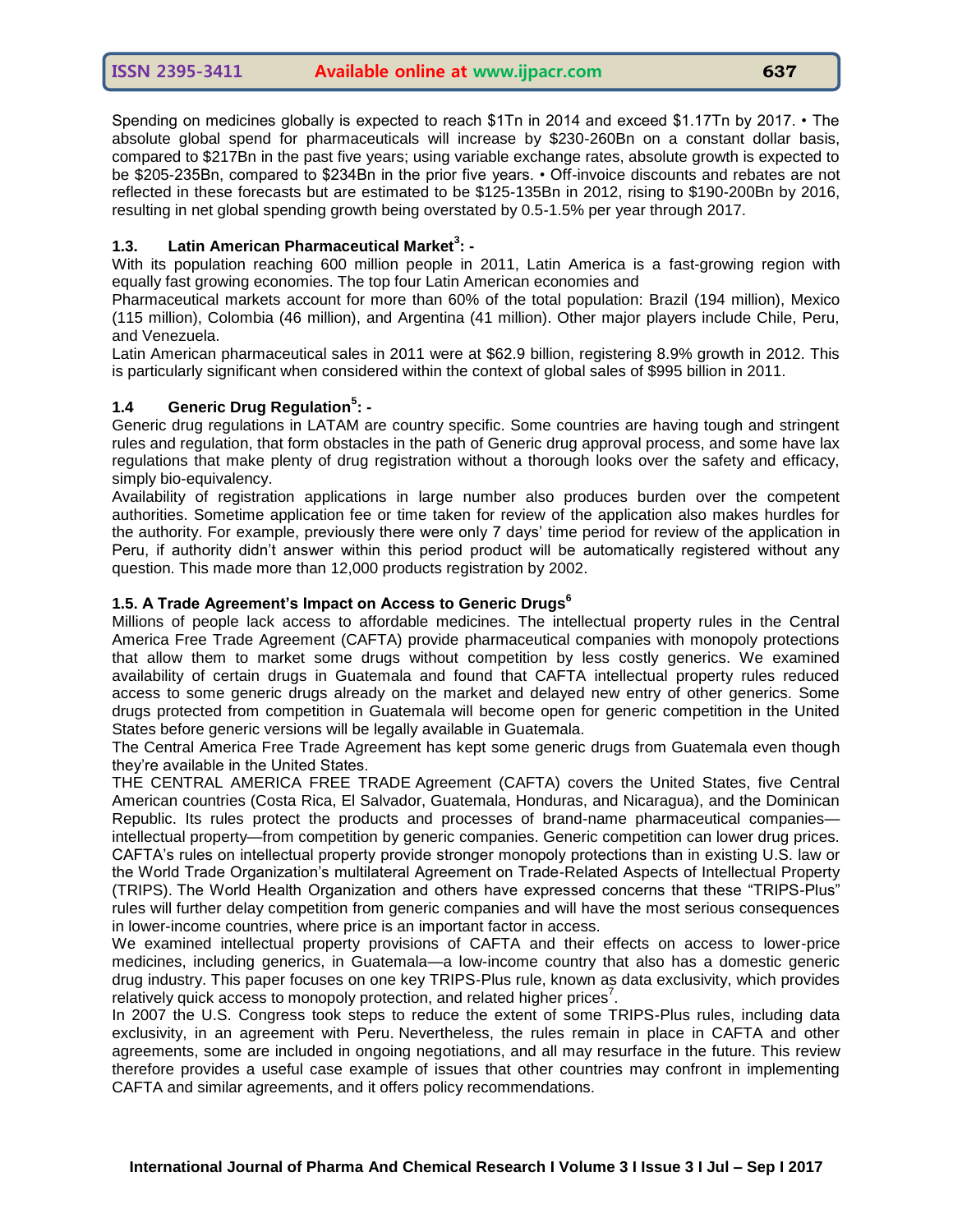Spending on medicines globally is expected to reach $1Tn in 2014 and exceed $1.17Tn by 2017. • The absolute global spend for pharmaceuticals will increase by $230-260Bn on a constant dollar basis, compared to $217Bn in the past five years; using variable exchange rates, absolute growth is expected to be $205-235Bn, compared to $234Bn in the prior five years. • Off-invoice discounts and rebates are not reflected in these forecasts but are estimated to be $125-135Bn in 2012, rising to $190-200Bn by 2016, resulting in net global spending growth being overstated by 0.5-1.5% per year through 2017.

### 1.3. Latin American Pharmaceutical Market[3]: -

With its population reaching 600 million people in 2011, Latin America is a fast-growing region with equally fast growing economies. The top four Latin American economies and

Pharmaceutical markets account for more than 60% of the total population: Brazil (194 million), Mexico (115 million), Colombia (46 million), and Argentina (41 million). Other major players include Chile, Peru, and Venezuela.

Latin American pharmaceutical sales in 2011 were at $62.9 billion, registering 8.9% growth in 2012. This is particularly significant when considered within the context of global sales of $995 billion in 2011.

### 1.4 Generic Drug Regulation[5]: -

Generic drug regulations in LATAM are country specific. Some countries are having tough and stringent rules and regulation, that form obstacles in the path of Generic drug approval process, and some have lax regulations that make plenty of drug registration without a thorough looks over the safety and efficacy, simply bio-equivalency.

Availability of registration applications in large number also produces burden over the competent authorities. Sometime application fee or time taken for review of the application also makes hurdles for the authority. For example, previously there were only 7 days' time period for review of the application in Peru, if authority didn't answer within this period product will be automatically registered without any question. This made more than 12,000 products registration by 2002.

### 1.5. A Trade Agreement's Impact on Access to Generic Drugs[6]

Millions of people lack access to affordable medicines. The intellectual property rules in the Central America Free Trade Agreement (CAFTA) provide pharmaceutical companies with monopoly protections that allow them to market some drugs without competition by less costly generics. We examined availability of certain drugs in Guatemala and found that CAFTA intellectual property rules reduced access to some generic drugs already on the market and delayed new entry of other generics. Some drugs protected from competition in Guatemala will become open for generic competition in the United States before generic versions will be legally available in Guatemala.

The Central America Free Trade Agreement has kept some generic drugs from Guatemala even though they're available in the United States.

THE CENTRAL AMERICA FREE TRADE Agreement (CAFTA) covers the United States, five Central American countries (Costa Rica, El Salvador, Guatemala, Honduras, and Nicaragua), and the Dominican Republic. Its rules protect the products and processes of brand-name pharmaceutical companies—intellectual property—from competition by generic companies. Generic competition can lower drug prices. CAFTA's rules on intellectual property provide stronger monopoly protections than in existing U.S. law or the World Trade Organization's multilateral Agreement on Trade-Related Aspects of Intellectual Property (TRIPS). The World Health Organization and others have expressed concerns that these "TRIPS-Plus" rules will further delay competition from generic companies and will have the most serious consequences in lower-income countries, where price is an important factor in access.

We examined intellectual property provisions of CAFTA and their effects on access to lower-price medicines, including generics, in Guatemala—a low-income country that also has a domestic generic drug industry. This paper focuses on one key TRIPS-Plus rule, known as data exclusivity, which provides relatively quick access to monopoly protection, and related higher prices[7].

In 2007 the U.S. Congress took steps to reduce the extent of some TRIPS-Plus rules, including data exclusivity, in an agreement with Peru. Nevertheless, the rules remain in place in CAFTA and other agreements, some are included in ongoing negotiations, and all may resurface in the future. This review therefore provides a useful case example of issues that other countries may confront in implementing CAFTA and similar agreements, and it offers policy recommendations.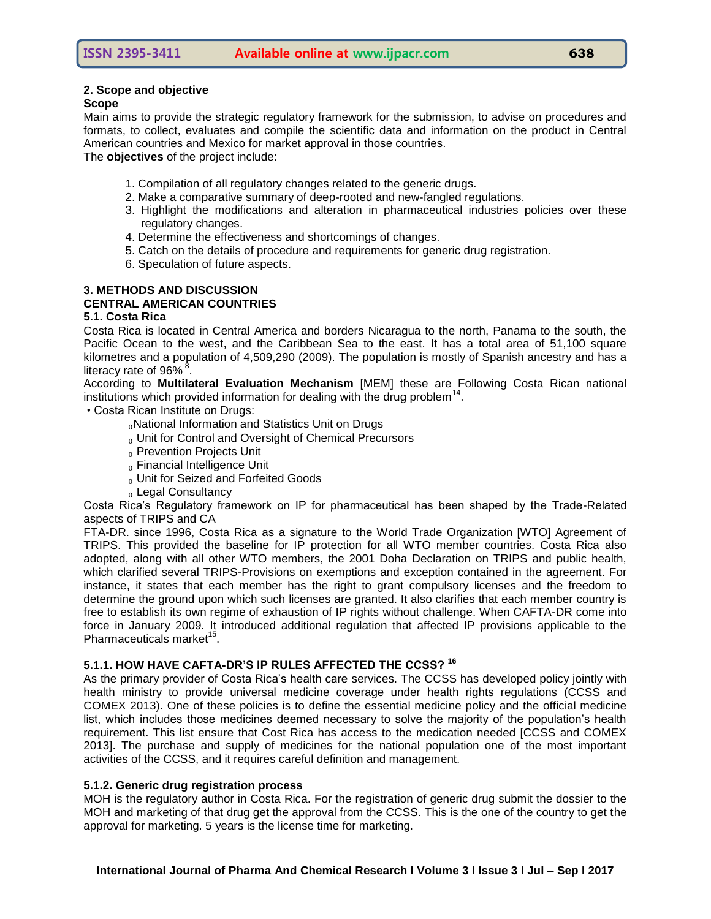## 2. Scope and objective

**Scope**

Main aims to provide the strategic regulatory framework for the submission, to advise on procedures and formats, to collect, evaluates and compile the scientific data and information on the product in Central American countries and Mexico for market approval in those countries.

The **objectives** of the project include:

1. Compilation of all regulatory changes related to the generic drugs.
2. Make a comparative summary of deep-rooted and new-fangled regulations.
3. Highlight the modifications and alteration in pharmaceutical industries policies over these regulatory changes.
4. Determine the effectiveness and shortcomings of changes.
5. Catch on the details of procedure and requirements for generic drug registration.
6. Speculation of future aspects.

## 3. METHODS AND DISCUSSION

## CENTRAL AMERICAN COUNTRIES

### 5.1. Costa Rica

Costa Rica is located in Central America and borders Nicaragua to the north, Panama to the south, the Pacific Ocean to the west, and the Caribbean Sea to the east. It has a total area of 51,100 square kilometres and a population of 4,509,290 (2009). The population is mostly of Spanish ancestry and has a literacy rate of 96% [8].

According to **Multilateral Evaluation Mechanism** [MEM] these are Following Costa Rican national institutions which provided information for dealing with the drug problem[14].

- Costa Rican Institute on Drugs:
  - National Information and Statistics Unit on Drugs
  - Unit for Control and Oversight of Chemical Precursors
  - Prevention Projects Unit
  - Financial Intelligence Unit
  - Unit for Seized and Forfeited Goods
  - Legal Consultancy

Costa Rica's Regulatory framework on IP for pharmaceutical has been shaped by the Trade-Related aspects of TRIPS and CA

FTA-DR. since 1996, Costa Rica as a signature to the World Trade Organization [WTO] Agreement of TRIPS. This provided the baseline for IP protection for all WTO member countries. Costa Rica also adopted, along with all other WTO members, the 2001 Doha Declaration on TRIPS and public health, which clarified several TRIPS-Provisions on exemptions and exception contained in the agreement. For instance, it states that each member has the right to grant compulsory licenses and the freedom to determine the ground upon which such licenses are granted. It also clarifies that each member country is free to establish its own regime of exhaustion of IP rights without challenge. When CAFTA-DR come into force in January 2009. It introduced additional regulation that affected IP provisions applicable to the Pharmaceuticals market[15].

#### 5.1.1. HOW HAVE CAFTA-DR'S IP RULES AFFECTED THE CCSS? [16]

As the primary provider of Costa Rica's health care services. The CCSS has developed policy jointly with health ministry to provide universal medicine coverage under health rights regulations (CCSS and COMEX 2013). One of these policies is to define the essential medicine policy and the official medicine list, which includes those medicines deemed necessary to solve the majority of the population's health requirement. This list ensure that Cost Rica has access to the medication needed [CCSS and COMEX 2013]. The purchase and supply of medicines for the national population one of the most important activities of the CCSS, and it requires careful definition and management.

#### 5.1.2. Generic drug registration process

MOH is the regulatory author in Costa Rica. For the registration of generic drug submit the dossier to the MOH and marketing of that drug get the approval from the CCSS. This is the one of the country to get the approval for marketing. 5 years is the license time for marketing.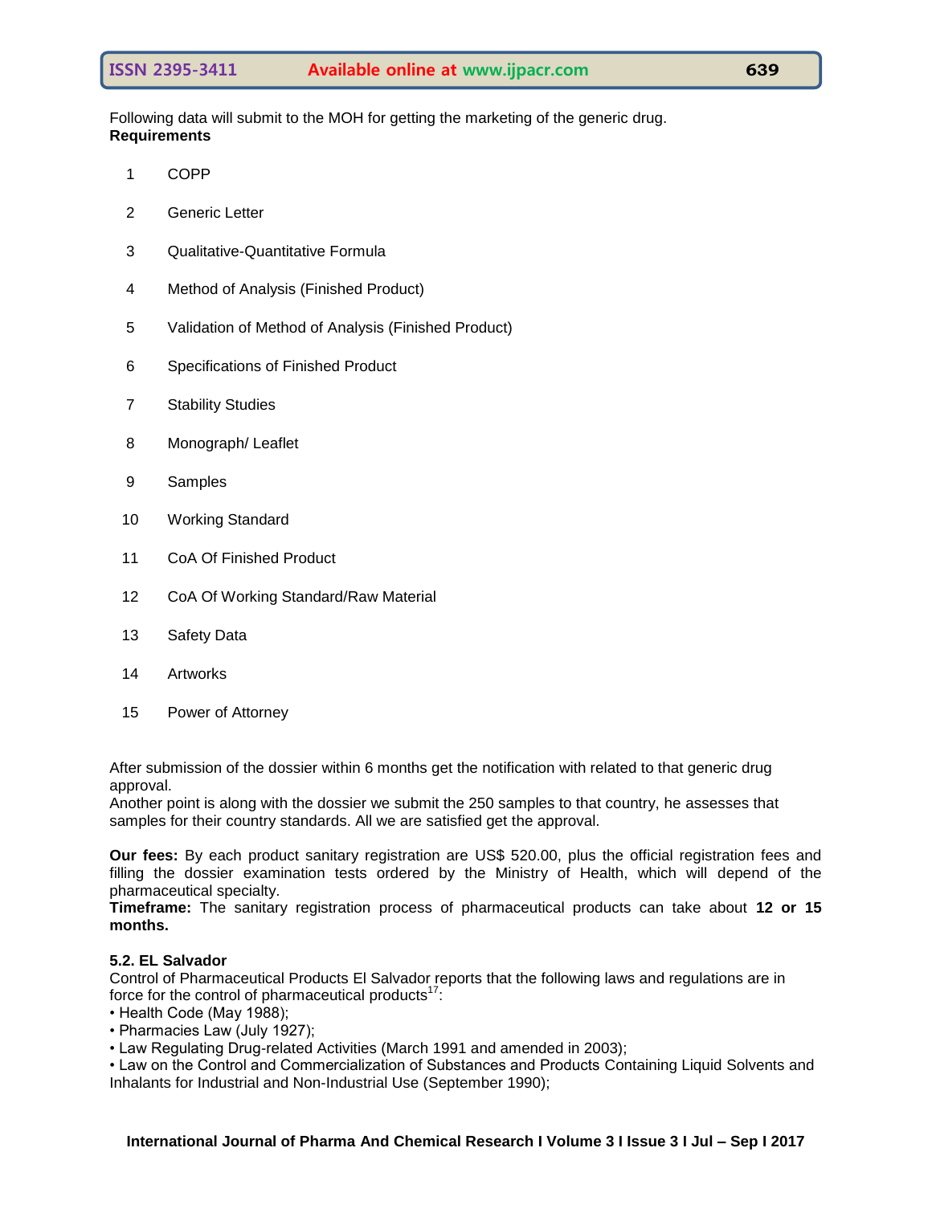Following data will submit to the MOH for getting the marketing of the generic drug.

**Requirements**

1. COPP
2. Generic Letter
3. Qualitative-Quantitative Formula
4. Method of Analysis (Finished Product)
5. Validation of Method of Analysis (Finished Product)
6. Specifications of Finished Product
7. Stability Studies
8. Monograph/ Leaflet
9. Samples
10. Working Standard
11. CoA Of Finished Product
12. CoA Of Working Standard/Raw Material
13. Safety Data
14. Artworks
15. Power of Attorney

After submission of the dossier within 6 months get the notification with related to that generic drug approval.
Another point is along with the dossier we submit the 250 samples to that country, he assesses that samples for their country standards. All we are satisfied get the approval.

**Our fees:** By each product sanitary registration are US$ 520.00, plus the official registration fees and filling the dossier examination tests ordered by the Ministry of Health, which will depend of the pharmaceutical specialty.
**Timeframe:** The sanitary registration process of pharmaceutical products can take about **12 or 15 months.**

### 5.2. EL Salvador

Control of Pharmaceutical Products El Salvador reports that the following laws and regulations are in force for the control of pharmaceutical products[17]:

- Health Code (May 1988);
- Pharmacies Law (July 1927);
- Law Regulating Drug-related Activities (March 1991 and amended in 2003);
- Law on the Control and Commercialization of Substances and Products Containing Liquid Solvents and Inhalants for Industrial and Non-Industrial Use (September 1990);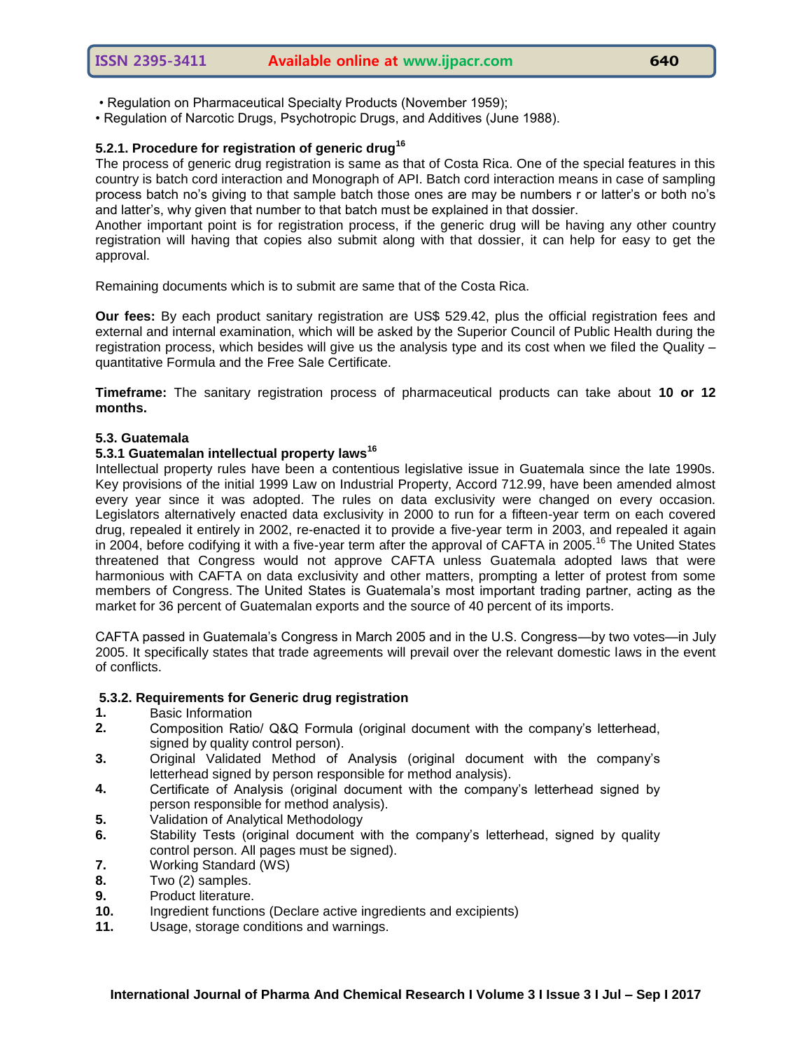• Regulation on Pharmaceutical Specialty Products (November 1959);
• Regulation of Narcotic Drugs, Psychotropic Drugs, and Additives (June 1988).

#### 5.2.1. Procedure for registration of generic drug[16]

The process of generic drug registration is same as that of Costa Rica. One of the special features in this country is batch cord interaction and Monograph of API. Batch cord interaction means in case of sampling process batch no's giving to that sample batch those ones are may be numbers r or latter's or both no's and latter's, why given that number to that batch must be explained in that dossier.

Another important point is for registration process, if the generic drug will be having any other country registration will having that copies also submit along with that dossier, it can help for easy to get the approval.

Remaining documents which is to submit are same that of the Costa Rica.

**Our fees:** By each product sanitary registration are US$ 529.42, plus the official registration fees and external and internal examination, which will be asked by the Superior Council of Public Health during the registration process, which besides will give us the analysis type and its cost when we filed the Quality – quantitative Formula and the Free Sale Certificate.

**Timeframe:** The sanitary registration process of pharmaceutical products can take about **10 or 12 months.**

### 5.3. Guatemala

#### 5.3.1 Guatemalan intellectual property laws[16]

Intellectual property rules have been a contentious legislative issue in Guatemala since the late 1990s. Key provisions of the initial 1999 Law on Industrial Property, Accord 712.99, have been amended almost every year since it was adopted. The rules on data exclusivity were changed on every occasion. Legislators alternatively enacted data exclusivity in 2000 to run for a fifteen-year term on each covered drug, repealed it entirely in 2002, re-enacted it to provide a five-year term in 2003, and repealed it again in 2004, before codifying it with a five-year term after the approval of CAFTA in 2005.[16] The United States threatened that Congress would not approve CAFTA unless Guatemala adopted laws that were harmonious with CAFTA on data exclusivity and other matters, prompting a letter of protest from some members of Congress. The United States is Guatemala's most important trading partner, acting as the market for 36 percent of Guatemalan exports and the source of 40 percent of its imports.

CAFTA passed in Guatemala's Congress in March 2005 and in the U.S. Congress—by two votes—in July 2005. It specifically states that trade agreements will prevail over the relevant domestic laws in the event of conflicts.

#### 5.3.2. Requirements for Generic drug registration

1. Basic Information
2. Composition Ratio/ Q&Q Formula (original document with the company's letterhead, signed by quality control person).
3. Original Validated Method of Analysis (original document with the company's letterhead signed by person responsible for method analysis).
4. Certificate of Analysis (original document with the company's letterhead signed by person responsible for method analysis).
5. Validation of Analytical Methodology
6. Stability Tests (original document with the company's letterhead, signed by quality control person. All pages must be signed).
7. Working Standard (WS)
8. Two (2) samples.
9. Product literature.
10. Ingredient functions (Declare active ingredients and excipients)
11. Usage, storage conditions and warnings.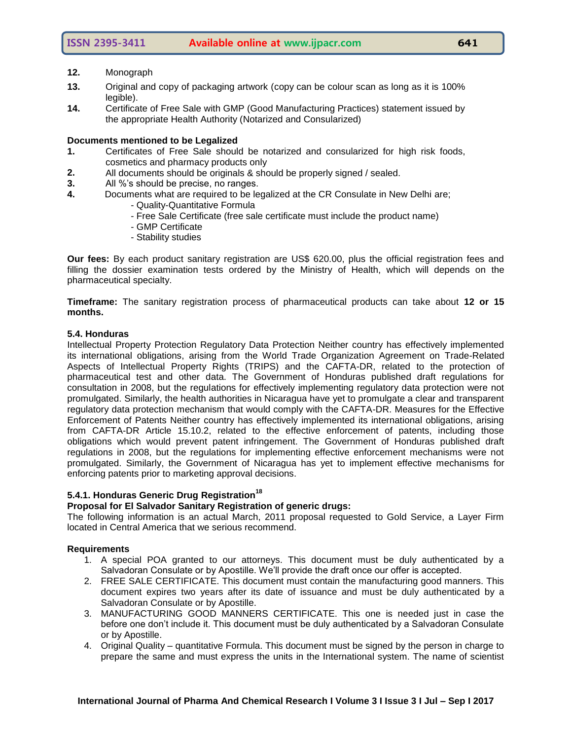**12.** Monograph

**13.** Original and copy of packaging artwork (copy can be colour scan as long as it is 100% legible).

**14.** Certificate of Free Sale with GMP (Good Manufacturing Practices) statement issued by the appropriate Health Authority (Notarized and Consularized)

**Documents mentioned to be Legalized**

**1.** Certificates of Free Sale should be notarized and consularized for high risk foods, cosmetics and pharmacy products only

**2.** All documents should be originals & should be properly signed / sealed.

**3.** All %'s should be precise, no ranges.

**4.** Documents what are required to be legalized at the CR Consulate in New Delhi are;

- Quality-Quantitative Formula
- Free Sale Certificate (free sale certificate must include the product name)
- GMP Certificate
- Stability studies

**Our fees:** By each product sanitary registration are US$ 620.00, plus the official registration fees and filling the dossier examination tests ordered by the Ministry of Health, which will depends on the pharmaceutical specialty.

**Timeframe:** The sanitary registration process of pharmaceutical products can take about **12 or 15 months.**

### 5.4. Honduras

Intellectual Property Protection Regulatory Data Protection Neither country has effectively implemented its international obligations, arising from the World Trade Organization Agreement on Trade-Related Aspects of Intellectual Property Rights (TRIPS) and the CAFTA-DR, related to the protection of pharmaceutical test and other data. The Government of Honduras published draft regulations for consultation in 2008, but the regulations for effectively implementing regulatory data protection were not promulgated. Similarly, the health authorities in Nicaragua have yet to promulgate a clear and transparent regulatory data protection mechanism that would comply with the CAFTA-DR. Measures for the Effective Enforcement of Patents Neither country has effectively implemented its international obligations, arising from CAFTA-DR Article 15.10.2, related to the effective enforcement of patents, including those obligations which would prevent patent infringement. The Government of Honduras published draft regulations in 2008, but the regulations for implementing effective enforcement mechanisms were not promulgated. Similarly, the Government of Nicaragua has yet to implement effective mechanisms for enforcing patents prior to marketing approval decisions.

#### 5.4.1. Honduras Generic Drug Registration[18]

**Proposal for El Salvador Sanitary Registration of generic drugs:**

The following information is an actual March, 2011 proposal requested to Gold Service, a Layer Firm located in Central America that we serious recommend.

**Requirements**

1. A special POA granted to our attorneys. This document must be duly authenticated by a Salvadoran Consulate or by Apostille. We'll provide the draft once our offer is accepted.
2. FREE SALE CERTIFICATE. This document must contain the manufacturing good manners. This document expires two years after its date of issuance and must be duly authenticated by a Salvadoran Consulate or by Apostille.
3. MANUFACTURING GOOD MANNERS CERTIFICATE. This one is needed just in case the before one don't include it. This document must be duly authenticated by a Salvadoran Consulate or by Apostille.
4. Original Quality – quantitative Formula. This document must be signed by the person in charge to prepare the same and must express the units in the International system. The name of scientist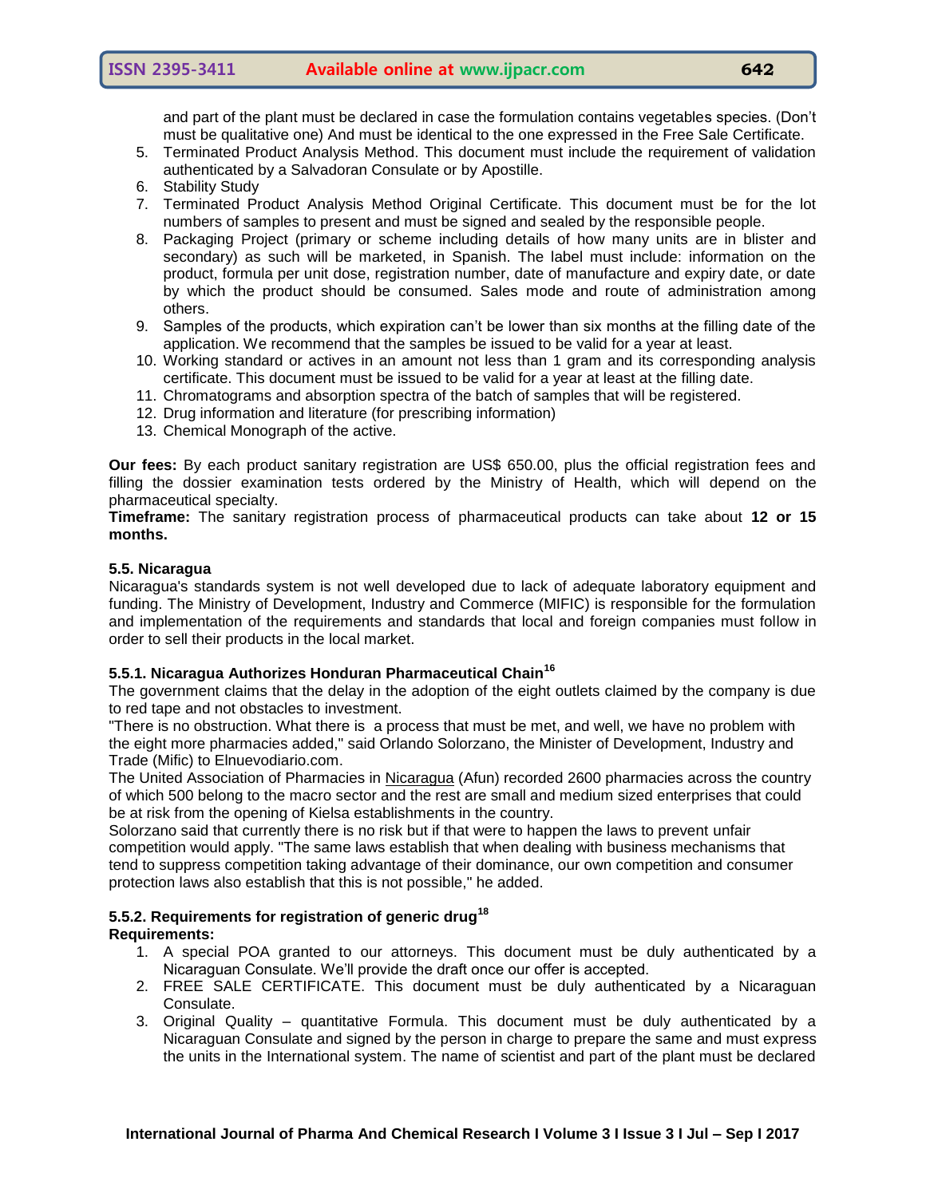and part of the plant must be declared in case the formulation contains vegetables species. (Don't must be qualitative one) And must be identical to the one expressed in the Free Sale Certificate.

5. Terminated Product Analysis Method. This document must include the requirement of validation authenticated by a Salvadoran Consulate or by Apostille.
6. Stability Study
7. Terminated Product Analysis Method Original Certificate. This document must be for the lot numbers of samples to present and must be signed and sealed by the responsible people.
8. Packaging Project (primary or scheme including details of how many units are in blister and secondary) as such will be marketed, in Spanish. The label must include: information on the product, formula per unit dose, registration number, date of manufacture and expiry date, or date by which the product should be consumed. Sales mode and route of administration among others.
9. Samples of the products, which expiration can't be lower than six months at the filling date of the application. We recommend that the samples be issued to be valid for a year at least.
10. Working standard or actives in an amount not less than 1 gram and its corresponding analysis certificate. This document must be issued to be valid for a year at least at the filling date.
11. Chromatograms and absorption spectra of the batch of samples that will be registered.
12. Drug information and literature (for prescribing information)
13. Chemical Monograph of the active.

**Our fees:** By each product sanitary registration are US$ 650.00, plus the official registration fees and filling the dossier examination tests ordered by the Ministry of Health, which will depend on the pharmaceutical specialty.
**Timeframe:** The sanitary registration process of pharmaceutical products can take about **12 or 15 months.**

### 5.5. Nicaragua

Nicaragua's standards system is not well developed due to lack of adequate laboratory equipment and funding. The Ministry of Development, Industry and Commerce (MIFIC) is responsible for the formulation and implementation of the requirements and standards that local and foreign companies must follow in order to sell their products in the local market.

#### 5.5.1. Nicaragua Authorizes Honduran Pharmaceutical Chain[16]

The government claims that the delay in the adoption of the eight outlets claimed by the company is due to red tape and not obstacles to investment.

"There is no obstruction. What there is a process that must be met, and well, we have no problem with the eight more pharmacies added," said Orlando Solorzano, the Minister of Development, Industry and Trade (Mific) to Elnuevodiario.com.

The United Association of Pharmacies in Nicaragua (Afun) recorded 2600 pharmacies across the country of which 500 belong to the macro sector and the rest are small and medium sized enterprises that could be at risk from the opening of Kielsa establishments in the country.

Solorzano said that currently there is no risk but if that were to happen the laws to prevent unfair competition would apply. "The same laws establish that when dealing with business mechanisms that tend to suppress competition taking advantage of their dominance, our own competition and consumer protection laws also establish that this is not possible," he added.

#### 5.5.2. Requirements for registration of generic drug[18]

**Requirements:**

1. A special POA granted to our attorneys. This document must be duly authenticated by a Nicaraguan Consulate. We'll provide the draft once our offer is accepted.
2. FREE SALE CERTIFICATE. This document must be duly authenticated by a Nicaraguan Consulate.
3. Original Quality – quantitative Formula. This document must be duly authenticated by a Nicaraguan Consulate and signed by the person in charge to prepare the same and must express the units in the International system. The name of scientist and part of the plant must be declared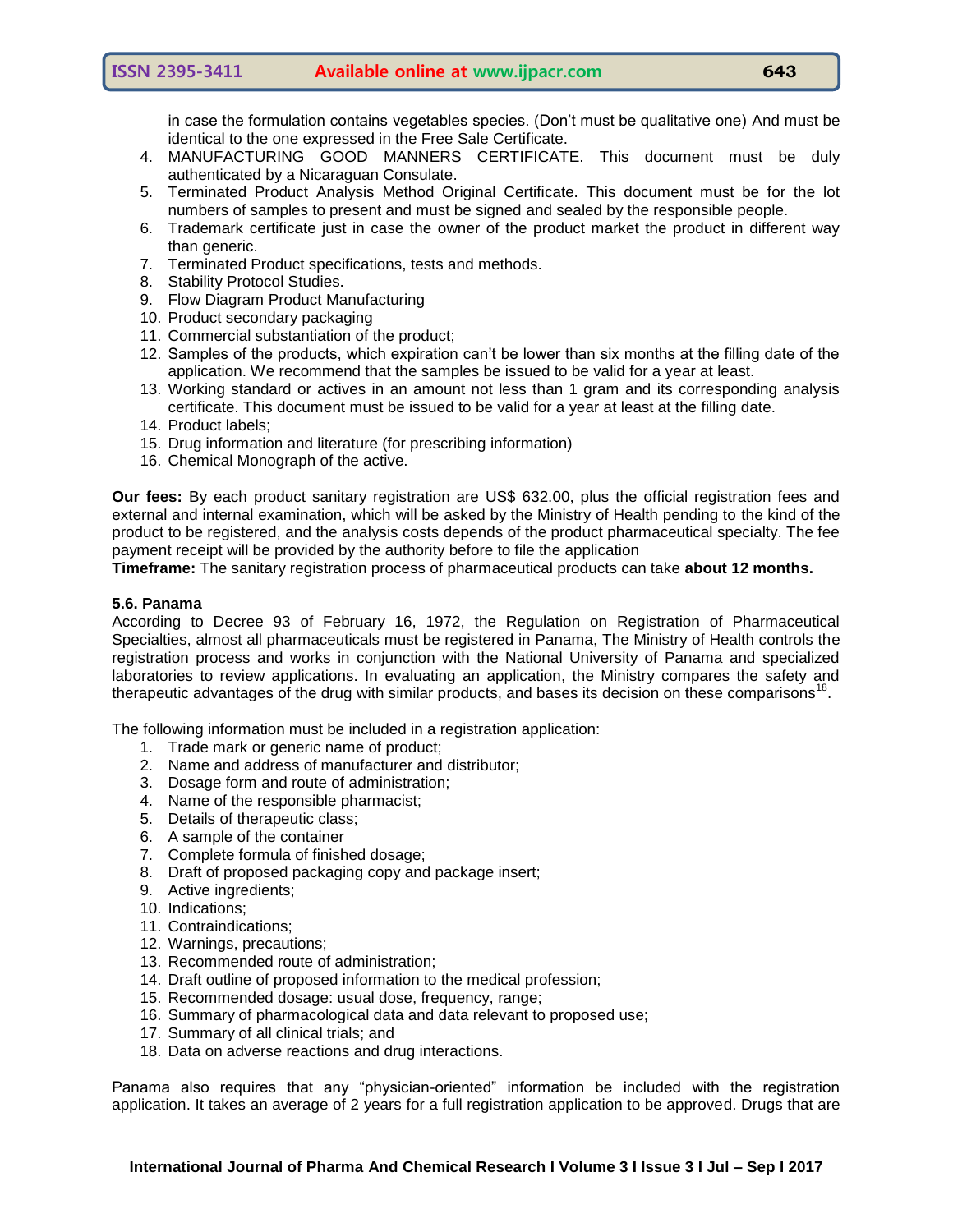in case the formulation contains vegetables species. (Don't must be qualitative one) And must be identical to the one expressed in the Free Sale Certificate.

4. MANUFACTURING GOOD MANNERS CERTIFICATE. This document must be duly authenticated by a Nicaraguan Consulate.
5. Terminated Product Analysis Method Original Certificate. This document must be for the lot numbers of samples to present and must be signed and sealed by the responsible people.
6. Trademark certificate just in case the owner of the product market the product in different way than generic.
7. Terminated Product specifications, tests and methods.
8. Stability Protocol Studies.
9. Flow Diagram Product Manufacturing
10. Product secondary packaging
11. Commercial substantiation of the product;
12. Samples of the products, which expiration can't be lower than six months at the filling date of the application. We recommend that the samples be issued to be valid for a year at least.
13. Working standard or actives in an amount not less than 1 gram and its corresponding analysis certificate. This document must be issued to be valid for a year at least at the filling date.
14. Product labels;
15. Drug information and literature (for prescribing information)
16. Chemical Monograph of the active.

**Our fees:** By each product sanitary registration are US$ 632.00, plus the official registration fees and external and internal examination, which will be asked by the Ministry of Health pending to the kind of the product to be registered, and the analysis costs depends of the product pharmaceutical specialty. The fee payment receipt will be provided by the authority before to file the application

**Timeframe:** The sanitary registration process of pharmaceutical products can take **about 12 months.**

### 5.6. Panama

According to Decree 93 of February 16, 1972, the Regulation on Registration of Pharmaceutical Specialties, almost all pharmaceuticals must be registered in Panama, The Ministry of Health controls the registration process and works in conjunction with the National University of Panama and specialized laboratories to review applications. In evaluating an application, the Ministry compares the safety and therapeutic advantages of the drug with similar products, and bases its decision on these comparisons[18].

The following information must be included in a registration application:

1. Trade mark or generic name of product;
2. Name and address of manufacturer and distributor;
3. Dosage form and route of administration;
4. Name of the responsible pharmacist;
5. Details of therapeutic class;
6. A sample of the container
7. Complete formula of finished dosage;
8. Draft of proposed packaging copy and package insert;
9. Active ingredients;
10. Indications;
11. Contraindications;
12. Warnings, precautions;
13. Recommended route of administration;
14. Draft outline of proposed information to the medical profession;
15. Recommended dosage: usual dose, frequency, range;
16. Summary of pharmacological data and data relevant to proposed use;
17. Summary of all clinical trials; and
18. Data on adverse reactions and drug interactions.

Panama also requires that any "physician-oriented" information be included with the registration application. It takes an average of 2 years for a full registration application to be approved. Drugs that are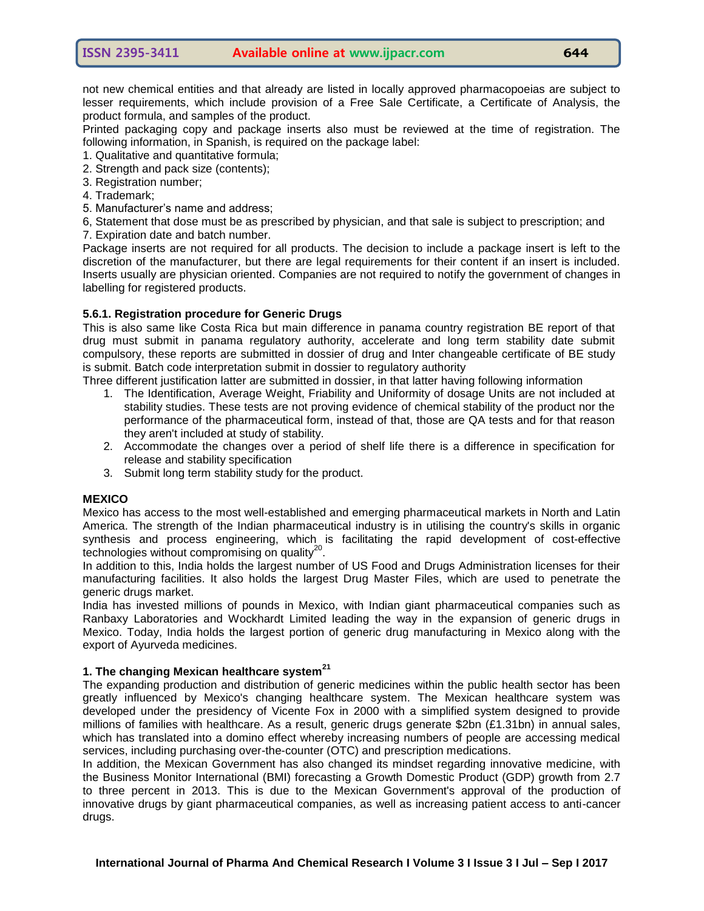not new chemical entities and that already are listed in locally approved pharmacopoeias are subject to lesser requirements, which include provision of a Free Sale Certificate, a Certificate of Analysis, the product formula, and samples of the product.

Printed packaging copy and package inserts also must be reviewed at the time of registration. The following information, in Spanish, is required on the package label:

1. Qualitative and quantitative formula;
2. Strength and pack size (contents);
3. Registration number;
4. Trademark;
5. Manufacturer's name and address;
6, Statement that dose must be as prescribed by physician, and that sale is subject to prescription; and
7. Expiration date and batch number.

Package inserts are not required for all products. The decision to include a package insert is left to the discretion of the manufacturer, but there are legal requirements for their content if an insert is included. Inserts usually are physician oriented. Companies are not required to notify the government of changes in labelling for registered products.

### 5.6.1. Registration procedure for Generic Drugs

This is also same like Costa Rica but main difference in panama country registration BE report of that drug must submit in panama regulatory authority, accelerate and long term stability date submit compulsory, these reports are submitted in dossier of drug and Inter changeable certificate of BE study is submit. Batch code interpretation submit in dossier to regulatory authority

Three different justification latter are submitted in dossier, in that latter having following information

1. The Identification, Average Weight, Friability and Uniformity of dosage Units are not included at stability studies. These tests are not proving evidence of chemical stability of the product nor the performance of the pharmaceutical form, instead of that, those are QA tests and for that reason they aren't included at study of stability.
2. Accommodate the changes over a period of shelf life there is a difference in specification for release and stability specification
3. Submit long term stability study for the product.

## MEXICO

Mexico has access to the most well-established and emerging pharmaceutical markets in North and Latin America. The strength of the Indian pharmaceutical industry is in utilising the country's skills in organic synthesis and process engineering, which is facilitating the rapid development of cost-effective technologies without compromising on quality[20].

In addition to this, India holds the largest number of US Food and Drugs Administration licenses for their manufacturing facilities. It also holds the largest Drug Master Files, which are used to penetrate the generic drugs market.

India has invested millions of pounds in Mexico, with Indian giant pharmaceutical companies such as Ranbaxy Laboratories and Wockhardt Limited leading the way in the expansion of generic drugs in Mexico. Today, India holds the largest portion of generic drug manufacturing in Mexico along with the export of Ayurveda medicines.

### 1. The changing Mexican healthcare system[21]

The expanding production and distribution of generic medicines within the public health sector has been greatly influenced by Mexico's changing healthcare system. The Mexican healthcare system was developed under the presidency of Vicente Fox in 2000 with a simplified system designed to provide millions of families with healthcare. As a result, generic drugs generate \$2bn (£1.31bn) in annual sales, which has translated into a domino effect whereby increasing numbers of people are accessing medical services, including purchasing over-the-counter (OTC) and prescription medications.

In addition, the Mexican Government has also changed its mindset regarding innovative medicine, with the Business Monitor International (BMI) forecasting a Growth Domestic Product (GDP) growth from 2.7 to three percent in 2013. This is due to the Mexican Government's approval of the production of innovative drugs by giant pharmaceutical companies, as well as increasing patient access to anti-cancer drugs.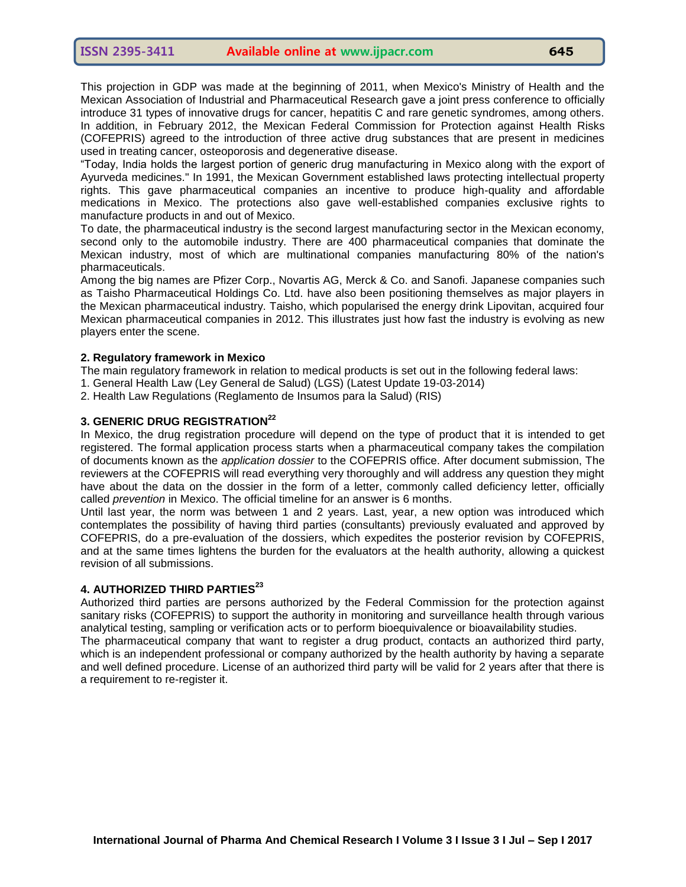This projection in GDP was made at the beginning of 2011, when Mexico's Ministry of Health and the Mexican Association of Industrial and Pharmaceutical Research gave a joint press conference to officially introduce 31 types of innovative drugs for cancer, hepatitis C and rare genetic syndromes, among others. In addition, in February 2012, the Mexican Federal Commission for Protection against Health Risks (COFEPRIS) agreed to the introduction of three active drug substances that are present in medicines used in treating cancer, osteoporosis and degenerative disease.

"Today, India holds the largest portion of generic drug manufacturing in Mexico along with the export of Ayurveda medicines." In 1991, the Mexican Government established laws protecting intellectual property rights. This gave pharmaceutical companies an incentive to produce high-quality and affordable medications in Mexico. The protections also gave well-established companies exclusive rights to manufacture products in and out of Mexico.

To date, the pharmaceutical industry is the second largest manufacturing sector in the Mexican economy, second only to the automobile industry. There are 400 pharmaceutical companies that dominate the Mexican industry, most of which are multinational companies manufacturing 80% of the nation's pharmaceuticals.

Among the big names are Pfizer Corp., Novartis AG, Merck & Co. and Sanofi. Japanese companies such as Taisho Pharmaceutical Holdings Co. Ltd. have also been positioning themselves as major players in the Mexican pharmaceutical industry. Taisho, which popularised the energy drink Lipovitan, acquired four Mexican pharmaceutical companies in 2012. This illustrates just how fast the industry is evolving as new players enter the scene.

## 2. Regulatory framework in Mexico

The main regulatory framework in relation to medical products is set out in the following federal laws:

1. General Health Law (Ley General de Salud) (LGS) (Latest Update 19-03-2014)
2. Health Law Regulations (Reglamento de Insumos para la Salud) (RIS)

## 3. GENERIC DRUG REGISTRATION[22]

In Mexico, the drug registration procedure will depend on the type of product that it is intended to get registered. The formal application process starts when a pharmaceutical company takes the compilation of documents known as the *application dossier* to the COFEPRIS office. After document submission, The reviewers at the COFEPRIS will read everything very thoroughly and will address any question they might have about the data on the dossier in the form of a letter, commonly called deficiency letter, officially called *prevention* in Mexico. The official timeline for an answer is 6 months.

Until last year, the norm was between 1 and 2 years. Last, year, a new option was introduced which contemplates the possibility of having third parties (consultants) previously evaluated and approved by COFEPRIS, do a pre-evaluation of the dossiers, which expedites the posterior revision by COFEPRIS, and at the same times lightens the burden for the evaluators at the health authority, allowing a quickest revision of all submissions.

## 4. AUTHORIZED THIRD PARTIES[23]

Authorized third parties are persons authorized by the Federal Commission for the protection against sanitary risks (COFEPRIS) to support the authority in monitoring and surveillance health through various analytical testing, sampling or verification acts or to perform bioequivalence or bioavailability studies.

The pharmaceutical company that want to register a drug product, contacts an authorized third party, which is an independent professional or company authorized by the health authority by having a separate and well defined procedure. License of an authorized third party will be valid for 2 years after that there is a requirement to re-register it.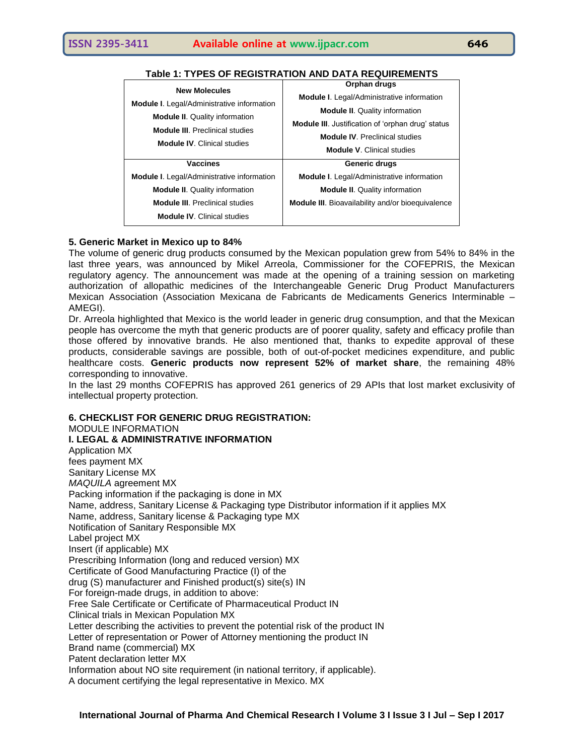**Table 1: TYPES OF REGISTRATION AND DATA REQUIREMENTS**

| New Molecules | Orphan drugs |
|---|---|
| **Module I**. Legal/Administrative information<br>**Module II**. Quality information<br>**Module III**. Preclinical studies<br>**Module IV**. Clinical studies | **Module I**. Legal/Administrative information<br>**Module II**. Quality information<br>**Module III**. Justification of 'orphan drug' status<br>**Module IV**. Preclinical studies<br>**Module V**. Clinical studies |
| **Vaccines** | **Generic drugs** |
| **Module I**. Legal/Administrative information<br>**Module II**. Quality information<br>**Module III**. Preclinical studies<br>**Module IV**. Clinical studies | **Module I**. Legal/Administrative information<br>**Module II**. Quality information<br>**Module III**. Bioavailability and/or bioequivalence |

## 5. Generic Market in Mexico up to 84%

The volume of generic drug products consumed by the Mexican population grew from 54% to 84% in the last three years, was announced by Mikel Arreola, Commissioner for the COFEPRIS, the Mexican regulatory agency. The announcement was made at the opening of a training session on marketing authorization of allopathic medicines of the Interchangeable Generic Drug Product Manufacturers Mexican Association (Association Mexicana de Fabricants de Medicaments Generics Interminable – AMEGI).

Dr. Arreola highlighted that Mexico is the world leader in generic drug consumption, and that the Mexican people has overcome the myth that generic products are of poorer quality, safety and efficacy profile than those offered by innovative brands. He also mentioned that, thanks to expedite approval of these products, considerable savings are possible, both of out-of-pocket medicines expenditure, and public healthcare costs. **Generic products now represent 52% of market share**, the remaining 48% corresponding to innovative.

In the last 29 months COFEPRIS has approved 261 generics of 29 APIs that lost market exclusivity of intellectual property protection.

## 6. CHECKLIST FOR GENERIC DRUG REGISTRATION:

MODULE INFORMATION

**I. LEGAL & ADMINISTRATIVE INFORMATION**

Application MX
fees payment MX
Sanitary License MX
*MAQUILA* agreement MX
Packing information if the packaging is done in MX
Name, address, Sanitary License & Packaging type Distributor information if it applies MX
Name, address, Sanitary license & Packaging type MX
Notification of Sanitary Responsible MX
Label project MX
Insert (if applicable) MX
Prescribing Information (long and reduced version) MX
Certificate of Good Manufacturing Practice (I) of the
drug (S) manufacturer and Finished product(s) site(s) IN
For foreign-made drugs, in addition to above:
Free Sale Certificate or Certificate of Pharmaceutical Product IN
Clinical trials in Mexican Population MX
Letter describing the activities to prevent the potential risk of the product IN
Letter of representation or Power of Attorney mentioning the product IN
Brand name (commercial) MX
Patent declaration letter MX
Information about NO site requirement (in national territory, if applicable).
A document certifying the legal representative in Mexico. MX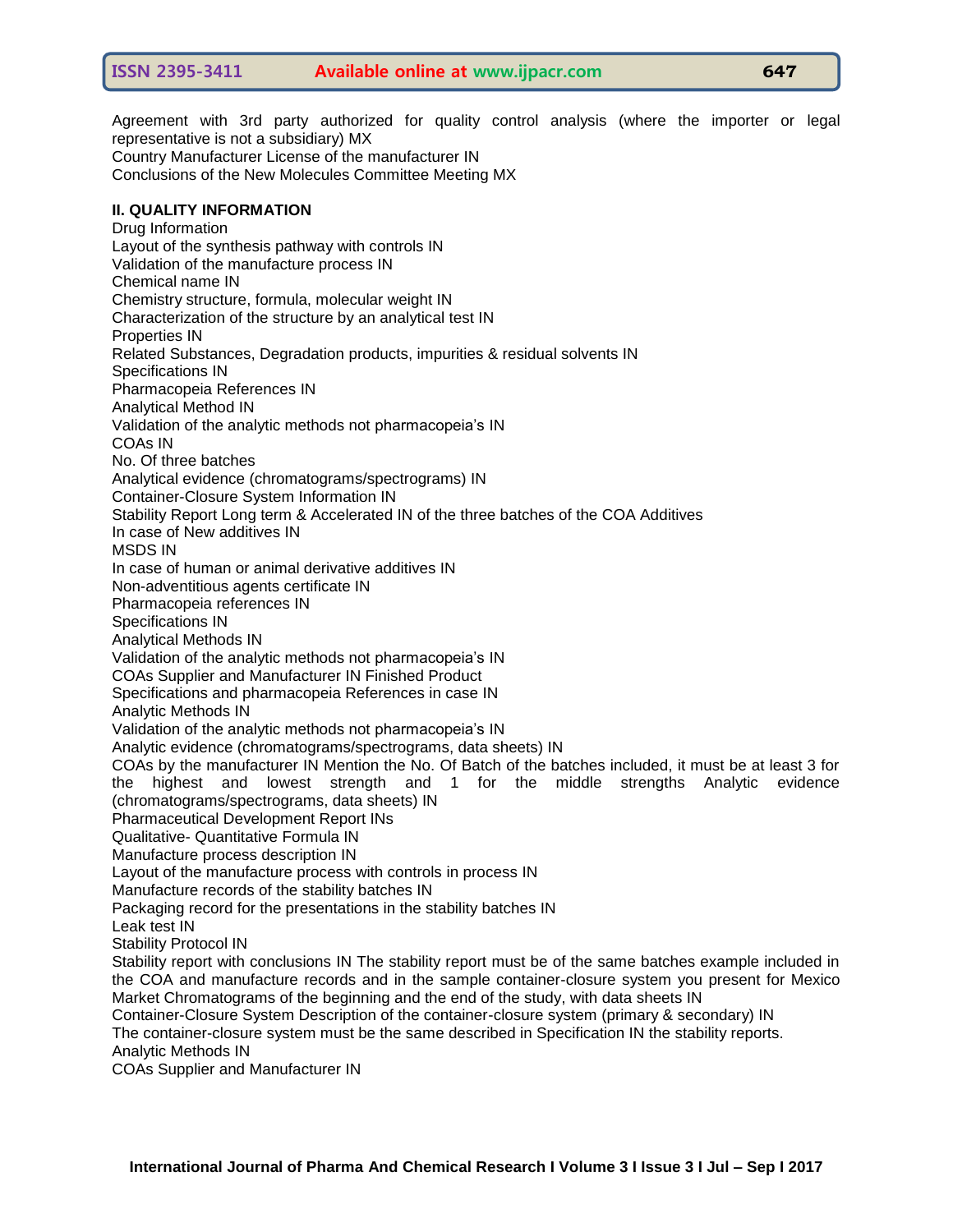Agreement with 3rd party authorized for quality control analysis (where the importer or legal representative is not a subsidiary) MX
Country Manufacturer License of the manufacturer IN
Conclusions of the New Molecules Committee Meeting MX

**II. QUALITY INFORMATION**

Drug Information
Layout of the synthesis pathway with controls IN
Validation of the manufacture process IN
Chemical name IN
Chemistry structure, formula, molecular weight IN
Characterization of the structure by an analytical test IN
Properties IN
Related Substances, Degradation products, impurities & residual solvents IN
Specifications IN
Pharmacopeia References IN
Analytical Method IN
Validation of the analytic methods not pharmacopeia's IN
COAs IN
No. Of three batches
Analytical evidence (chromatograms/spectrograms) IN
Container-Closure System Information IN
Stability Report Long term & Accelerated IN of the three batches of the COA Additives
In case of New additives IN
MSDS IN
In case of human or animal derivative additives IN
Non-adventitious agents certificate IN
Pharmacopeia references IN
Specifications IN
Analytical Methods IN
Validation of the analytic methods not pharmacopeia's IN
COAs Supplier and Manufacturer IN Finished Product
Specifications and pharmacopeia References in case IN
Analytic Methods IN
Validation of the analytic methods not pharmacopeia's IN
Analytic evidence (chromatograms/spectrograms, data sheets) IN
COAs by the manufacturer IN Mention the No. Of Batch of the batches included, it must be at least 3 for the highest and lowest strength and 1 for the middle strengths Analytic evidence (chromatograms/spectrograms, data sheets) IN
Pharmaceutical Development Report INs
Qualitative- Quantitative Formula IN
Manufacture process description IN
Layout of the manufacture process with controls in process IN
Manufacture records of the stability batches IN
Packaging record for the presentations in the stability batches IN
Leak test IN
Stability Protocol IN
Stability report with conclusions IN The stability report must be of the same batches example included in the COA and manufacture records and in the sample container-closure system you present for Mexico Market Chromatograms of the beginning and the end of the study, with data sheets IN
Container-Closure System Description of the container-closure system (primary & secondary) IN
The container-closure system must be the same described in Specification IN the stability reports.
Analytic Methods IN
COAs Supplier and Manufacturer IN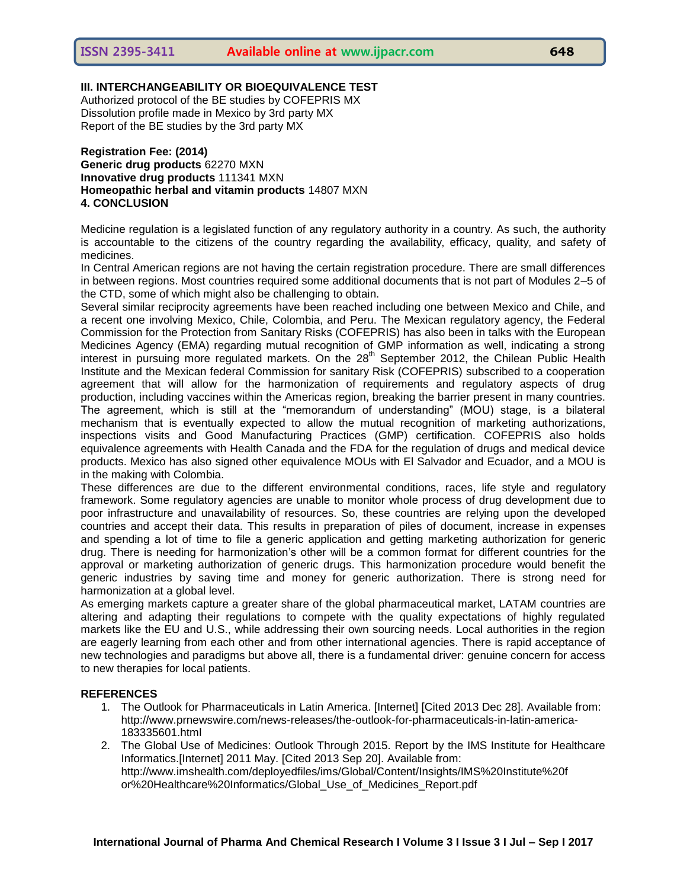### III. INTERCHANGEABILITY OR BIOEQUIVALENCE TEST

Authorized protocol of the BE studies by COFEPRIS MX
Dissolution profile made in Mexico by 3rd party MX
Report of the BE studies by the 3rd party MX

**Registration Fee: (2014)**
**Generic drug products** 62270 MXN
**Innovative drug products** 111341 MXN
**Homeopathic herbal and vitamin products** 14807 MXN

## 4. CONCLUSION

Medicine regulation is a legislated function of any regulatory authority in a country. As such, the authority is accountable to the citizens of the country regarding the availability, efficacy, quality, and safety of medicines.

In Central American regions are not having the certain registration procedure. There are small differences in between regions. Most countries required some additional documents that is not part of Modules 2–5 of the CTD, some of which might also be challenging to obtain.

Several similar reciprocity agreements have been reached including one between Mexico and Chile, and a recent one involving Mexico, Chile, Colombia, and Peru. The Mexican regulatory agency, the Federal Commission for the Protection from Sanitary Risks (COFEPRIS) has also been in talks with the European Medicines Agency (EMA) regarding mutual recognition of GMP information as well, indicating a strong interest in pursuing more regulated markets. On the 28th September 2012, the Chilean Public Health Institute and the Mexican federal Commission for sanitary Risk (COFEPRIS) subscribed to a cooperation agreement that will allow for the harmonization of requirements and regulatory aspects of drug production, including vaccines within the Americas region, breaking the barrier present in many countries. The agreement, which is still at the "memorandum of understanding" (MOU) stage, is a bilateral mechanism that is eventually expected to allow the mutual recognition of marketing authorizations, inspections visits and Good Manufacturing Practices (GMP) certification. COFEPRIS also holds equivalence agreements with Health Canada and the FDA for the regulation of drugs and medical device products. Mexico has also signed other equivalence MOUs with El Salvador and Ecuador, and a MOU is in the making with Colombia.

These differences are due to the different environmental conditions, races, life style and regulatory framework. Some regulatory agencies are unable to monitor whole process of drug development due to poor infrastructure and unavailability of resources. So, these countries are relying upon the developed countries and accept their data. This results in preparation of piles of document, increase in expenses and spending a lot of time to file a generic application and getting marketing authorization for generic drug. There is needing for harmonization's other will be a common format for different countries for the approval or marketing authorization of generic drugs. This harmonization procedure would benefit the generic industries by saving time and money for generic authorization. There is strong need for harmonization at a global level.

As emerging markets capture a greater share of the global pharmaceutical market, LATAM countries are altering and adapting their regulations to compete with the quality expectations of highly regulated markets like the EU and U.S., while addressing their own sourcing needs. Local authorities in the region are eagerly learning from each other and from other international agencies. There is rapid acceptance of new technologies and paradigms but above all, there is a fundamental driver: genuine concern for access to new therapies for local patients.

## REFERENCES

1. The Outlook for Pharmaceuticals in Latin America. [Internet] [Cited 2013 Dec 28]. Available from: http://www.prnewswire.com/news-releases/the-outlook-for-pharmaceuticals-in-latin-america-183335601.html
2. The Global Use of Medicines: Outlook Through 2015. Report by the IMS Institute for Healthcare Informatics.[Internet] 2011 May. [Cited 2013 Sep 20]. Available from: http://www.imshealth.com/deployedfiles/ims/Global/Content/Insights/IMS%20Institute%20for%20Healthcare%20Informatics/Global_Use_of_Medicines_Report.pdf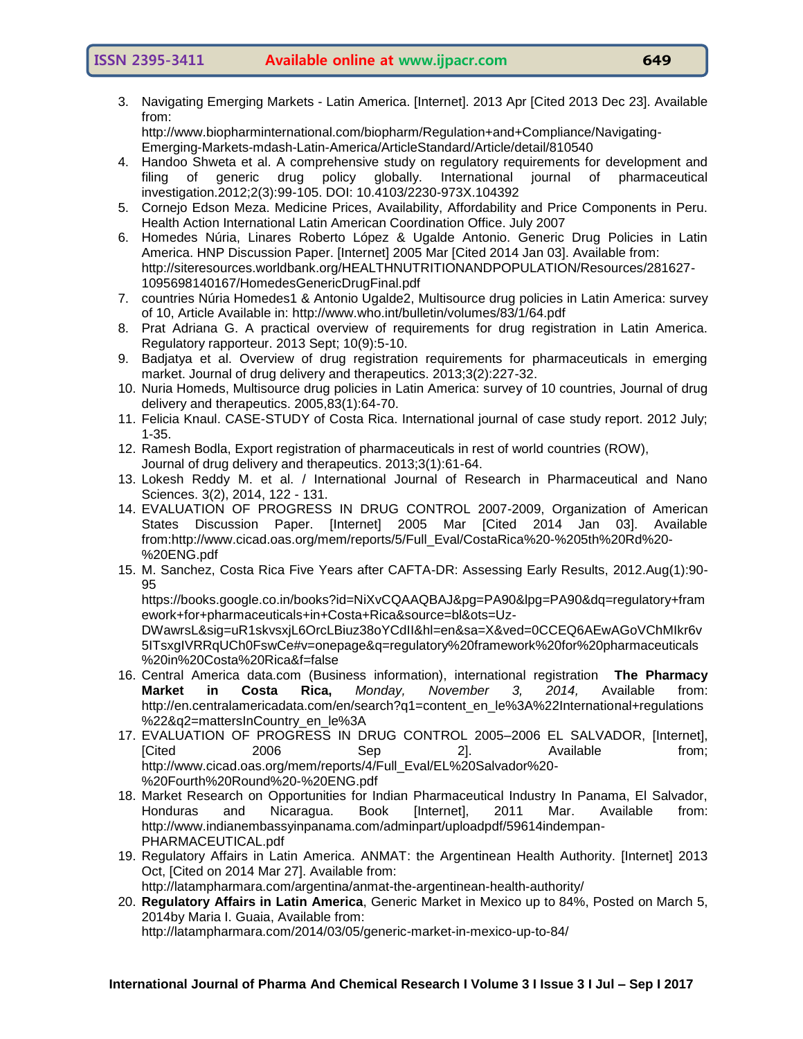3. Navigating Emerging Markets - Latin America. [Internet]. 2013 Apr [Cited 2013 Dec 23]. Available from: http://www.biopharminternational.com/biopharm/Regulation+and+Compliance/Navigating-Emerging-Markets-mdash-Latin-America/ArticleStandard/Article/detail/810540
4. Handoo Shweta et al. A comprehensive study on regulatory requirements for development and filing of generic drug policy globally. International journal of pharmaceutical investigation.2012;2(3):99-105. DOI: 10.4103/2230-973X.104392
5. Cornejo Edson Meza. Medicine Prices, Availability, Affordability and Price Components in Peru. Health Action International Latin American Coordination Office. July 2007
6. Homedes Núria, Linares Roberto López & Ugalde Antonio. Generic Drug Policies in Latin America. HNP Discussion Paper. [Internet] 2005 Mar [Cited 2014 Jan 03]. Available from: http://siteresources.worldbank.org/HEALTHNUTRITIONANDPOPULATION/Resources/281627-1095698140167/HomedesGenericDrugFinal.pdf
7. countries Núria Homedes1 & Antonio Ugalde2, Multisource drug policies in Latin America: survey of 10, Article Available in: http://www.who.int/bulletin/volumes/83/1/64.pdf
8. Prat Adriana G. A practical overview of requirements for drug registration in Latin America. Regulatory rapporteur. 2013 Sept; 10(9):5-10.
9. Badjatya et al. Overview of drug registration requirements for pharmaceuticals in emerging market. Journal of drug delivery and therapeutics. 2013;3(2):227-32.
10. Nuria Homeds, Multisource drug policies in Latin America: survey of 10 countries, Journal of drug delivery and therapeutics. 2005,83(1):64-70.
11. Felicia Knaul. CASE-STUDY of Costa Rica. International journal of case study report. 2012 July; 1-35.
12. Ramesh Bodla, Export registration of pharmaceuticals in rest of world countries (ROW), Journal of drug delivery and therapeutics. 2013;3(1):61-64.
13. Lokesh Reddy M. et al. / International Journal of Research in Pharmaceutical and Nano Sciences. 3(2), 2014, 122 - 131.
14. EVALUATION OF PROGRESS IN DRUG CONTROL 2007-2009, Organization of American States Discussion Paper. [Internet] 2005 Mar [Cited 2014 Jan 03]. Available from:http://www.cicad.oas.org/mem/reports/5/Full_Eval/CostaRica%20-%205th%20Rd%20-%20ENG.pdf
15. M. Sanchez, Costa Rica Five Years after CAFTA-DR: Assessing Early Results, 2012.Aug(1):90-95 https://books.google.co.in/books?id=NiXvCQAAQBAJ&pg=PA90&lpg=PA90&dq=regulatory+framework+for+pharmaceuticals+in+Costa+Rica&source=bl&ots=Uz-DWawrsL&sig=uR1skvsxjL6OrcLBiuz38oYCdII&hl=en&sa=X&ved=0CCEQ6AEwAGoVChMIkr6v5ITsxgIVRRqUCh0FswCe#v=onepage&q=regulatory%20framework%20for%20pharmaceuticals%20in%20Costa%20Rica&f=false
16. Central America data.com (Business information), international registration **The Pharmacy Market in Costa Rica,** *Monday, November 3, 2014,* Available from: http://en.centralamericadata.com/en/search?q1=content_en_le%3A%22International+regulations%22&q2=mattersInCountry_en_le%3A
17. EVALUATION OF PROGRESS IN DRUG CONTROL 2005–2006 EL SALVADOR, [Internet], [Cited 2006 Sep 2]. Available from; http://www.cicad.oas.org/mem/reports/4/Full_Eval/EL%20Salvador%20-%20Fourth%20Round%20-%20ENG.pdf
18. Market Research on Opportunities for Indian Pharmaceutical Industry In Panama, El Salvador, Honduras and Nicaragua. Book [Internet], 2011 Mar. Available from: http://www.indianembassyinpanama.com/adminpart/uploadpdf/59614indempan-PHARMACEUTICAL.pdf
19. Regulatory Affairs in Latin America. ANMAT: the Argentinean Health Authority. [Internet] 2013 Oct, [Cited on 2014 Mar 27]. Available from: http://latampharmara.com/argentina/anmat-the-argentinean-health-authority/
20. **Regulatory Affairs in Latin America**, Generic Market in Mexico up to 84%, Posted on March 5, 2014by Maria I. Guaia, Available from: http://latampharmara.com/2014/03/05/generic-market-in-mexico-up-to-84/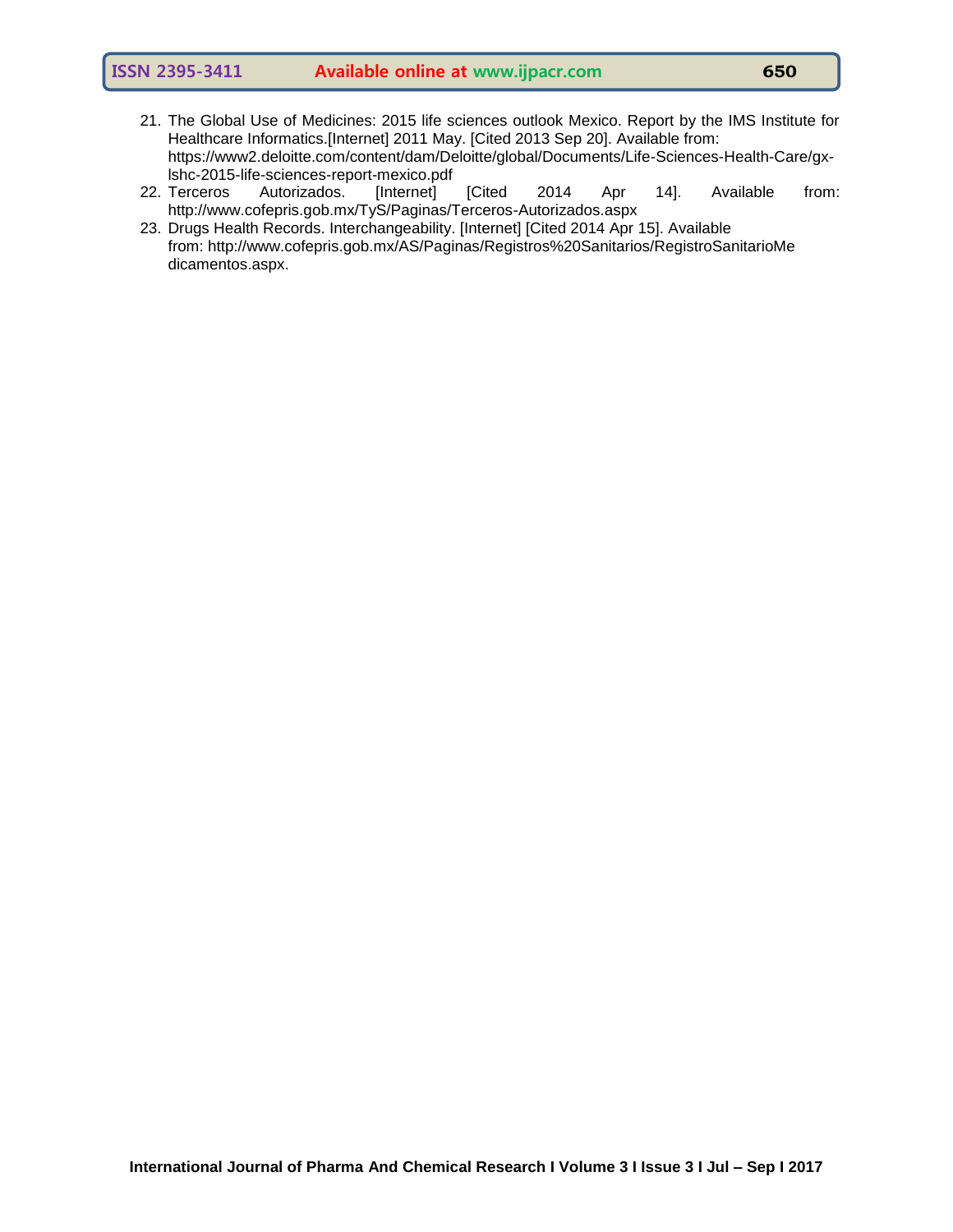21. The Global Use of Medicines: 2015 life sciences outlook Mexico. Report by the IMS Institute for Healthcare Informatics.[Internet] 2011 May. [Cited 2013 Sep 20]. Available from: https://www2.deloitte.com/content/dam/Deloitte/global/Documents/Life-Sciences-Health-Care/gx-lshc-2015-life-sciences-report-mexico.pdf
22. Terceros Autorizados. [Internet] [Cited 2014 Apr 14]. Available from: http://www.cofepris.gob.mx/TyS/Paginas/Terceros-Autorizados.aspx
23. Drugs Health Records. Interchangeability. [Internet] [Cited 2014 Apr 15]. Available from: http://www.cofepris.gob.mx/AS/Paginas/Registros%20Sanitarios/RegistroSanitarioMedicamentos.aspx.